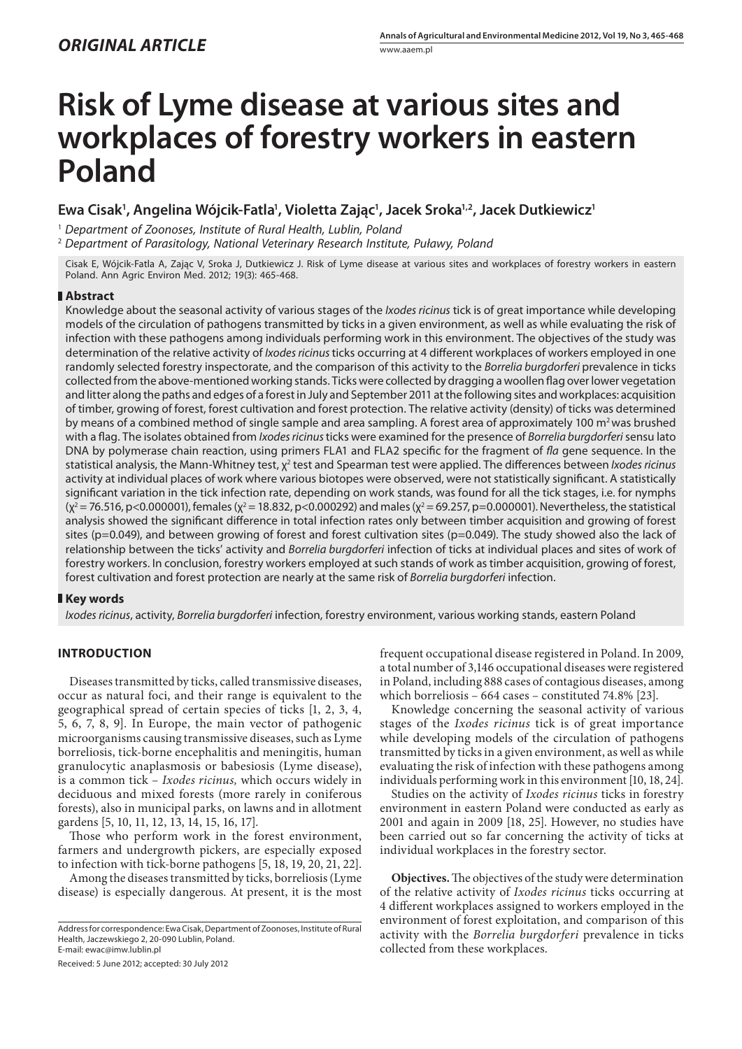*ORIGINAL ARTICLE*

# Risk of Lyme disease at various sites and workplaces of forestry workers in eastern Poland

**Ewa Cisak[1], Angelina Wójcik-Fatla[1], Violetta Zając[1], Jacek Sroka[1,2], Jacek Dutkiewicz[1]**

[1] *Department of Zoonoses, Institute of Rural Health, Lublin, Poland*

[2] *Department of Parasitology, National Veterinary Research Institute, Puławy, Poland*

Cisak E, Wójcik-Fatla A, Zając V, Sroka J, Dutkiewicz J. Risk of Lyme disease at various sites and workplaces of forestry workers in eastern Poland. Ann Agric Environ Med. 2012; 19(3): 465-468.

## Abstract

Knowledge about the seasonal activity of various stages of the *Ixodes ricinus* tick is of great importance while developing models of the circulation of pathogens transmitted by ticks in a given environment, as well as while evaluating the risk of infection with these pathogens among individuals performing work in this environment. The objectives of the study was determination of the relative activity of *Ixodes ricinus* ticks occurring at 4 different workplaces of workers employed in one randomly selected forestry inspectorate, and the comparison of this activity to the *Borrelia burgdorferi* prevalence in ticks collected from the above-mentioned working stands. Ticks were collected by dragging a woollen flag over lower vegetation and litter along the paths and edges of a forest in July and September 2011 at the following sites and workplaces: acquisition of timber, growing of forest, forest cultivation and forest protection. The relative activity (density) of ticks was determined by means of a combined method of single sample and area sampling. A forest area of approximately 100 m$^2$ was brushed with a flag. The isolates obtained from *Ixodes ricinus* ticks were examined for the presence of *Borrelia burgdorferi* sensu lato DNA by polymerase chain reaction, using primers FLA1 and FLA2 specific for the fragment of *fla* gene sequence. In the statistical analysis, the Mann-Whitney test, $\chi^2$ test and Spearman test were applied. The differences between *Ixodes ricinus* activity at individual places of work where various biotopes were observed, were not statistically significant. A statistically significant variation in the tick infection rate, depending on work stands, was found for all the tick stages, i.e. for nymphs ($\chi^2 = 76.516$, $p<0.000001$), females ($\chi^2 = 18.832$, $p<0.000292$) and males ($\chi^2 = 69.257$, $p=0.000001$). Nevertheless, the statistical analysis showed the significant difference in total infection rates only between timber acquisition and growing of forest sites ($p=0.049$), and between growing of forest and forest cultivation sites ($p=0.049$). The study showed also the lack of relationship between the ticks' activity and *Borrelia burgdorferi* infection of ticks at individual places and sites of work of forestry workers. In conclusion, forestry workers employed at such stands of work as timber acquisition, growing of forest, forest cultivation and forest protection are nearly at the same risk of *Borrelia burgdorferi* infection.

## Key words

*Ixodes ricinus*, activity, *Borrelia burgdorferi* infection, forestry environment, various working stands, eastern Poland

## INTRODUCTION

Diseases transmitted by ticks, called transmissive diseases, occur as natural foci, and their range is equivalent to the geographical spread of certain species of ticks [1, 2, 3, 4, 5, 6, 7, 8, 9]. In Europe, the main vector of pathogenic microorganisms causing transmissive diseases, such as Lyme borreliosis, tick-borne encephalitis and meningitis, human granulocytic anaplasmosis or babesiosis (Lyme disease), is a common tick – *Ixodes ricinus*, which occurs widely in deciduous and mixed forests (more rarely in coniferous forests), also in municipal parks, on lawns and in allotment gardens [5, 10, 11, 12, 13, 14, 15, 16, 17].

Those who perform work in the forest environment, farmers and undergrowth pickers, are especially exposed to infection with tick-borne pathogens [5, 18, 19, 20, 21, 22].

Among the diseases transmitted by ticks, borreliosis (Lyme disease) is especially dangerous. At present, it is the most frequent occupational disease registered in Poland. In 2009, a total number of 3,146 occupational diseases were registered in Poland, including 888 cases of contagious diseases, among which borreliosis – 664 cases – constituted 74.8% [23].

Knowledge concerning the seasonal activity of various stages of the *Ixodes ricinus* tick is of great importance while developing models of the circulation of pathogens transmitted by ticks in a given environment, as well as while evaluating the risk of infection with these pathogens among individuals performing work in this environment [10, 18, 24].

Studies on the activity of *Ixodes ricinus* ticks in forestry environment in eastern Poland were conducted as early as 2001 and again in 2009 [18, 25]. However, no studies have been carried out so far concerning the activity of ticks at individual workplaces in the forestry sector.

**Objectives.** The objectives of the study were determination of the relative activity of *Ixodes ricinus* ticks occurring at 4 different workplaces assigned to workers employed in the environment of forest exploitation, and comparison of this activity with the *Borrelia burgdorferi* prevalence in ticks collected from these workplaces.

Address for correspondence: Ewa Cisak, Department of Zoonoses, Institute of Rural Health, Jaczewskiego 2, 20-090 Lublin, Poland.
E-mail: ewac@imw.lublin.pl

Received: 5 June 2012; accepted: 30 July 2012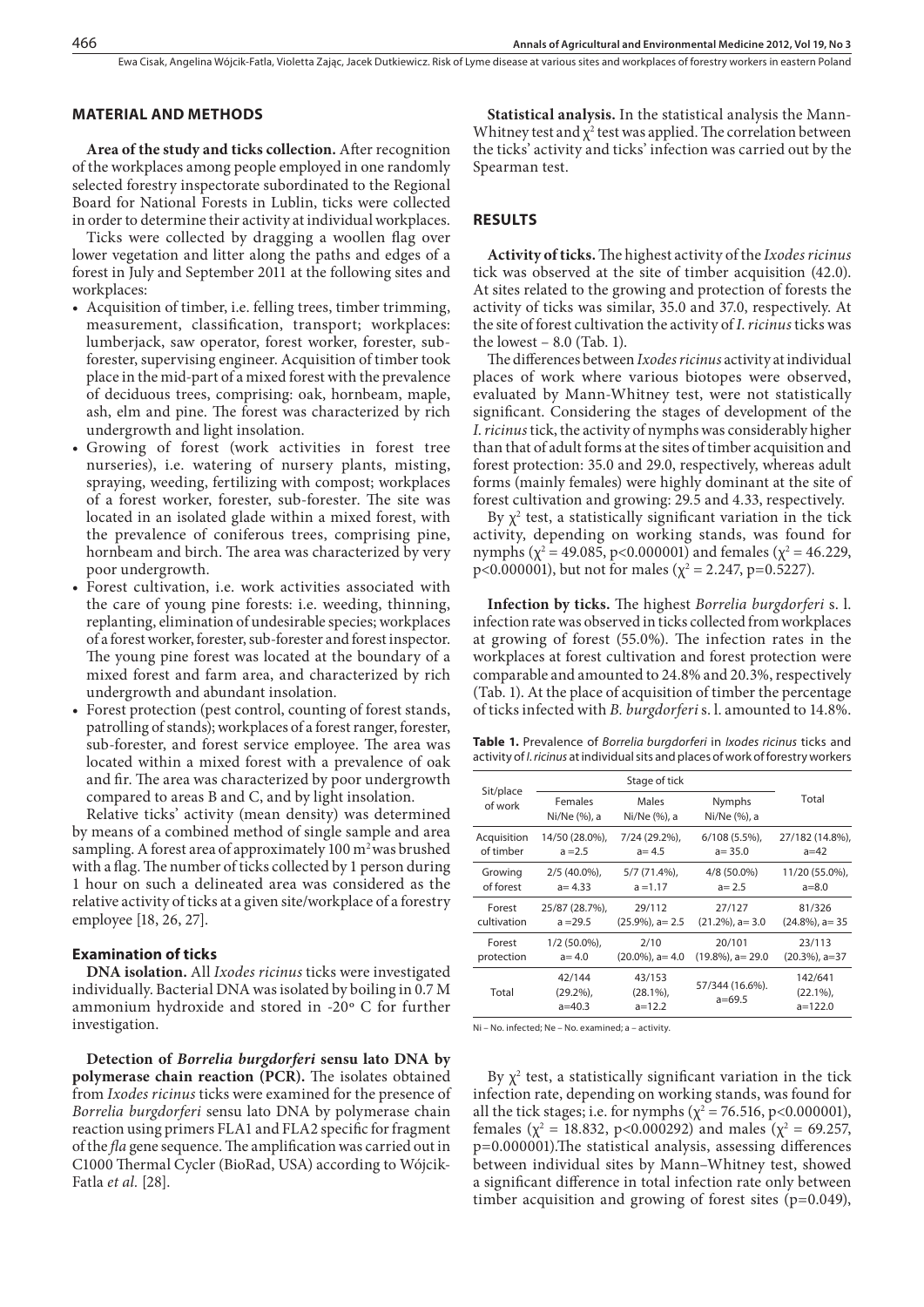## MATERIAL AND METHODS

**Area of the study and ticks collection.** After recognition of the workplaces among people employed in one randomly selected forestry inspectorate subordinated to the Regional Board for National Forests in Lublin, ticks were collected in order to determine their activity at individual workplaces.

Ticks were collected by dragging a woollen flag over lower vegetation and litter along the paths and edges of a forest in July and September 2011 at the following sites and workplaces:

- Acquisition of timber, i.e. felling trees, timber trimming, measurement, classification, transport; workplaces: lumberjack, saw operator, forest worker, forester, sub-forester, supervising engineer. Acquisition of timber took place in the mid-part of a mixed forest with the prevalence of deciduous trees, comprising: oak, hornbeam, maple, ash, elm and pine. The forest was characterized by rich undergrowth and light insolation.
- Growing of forest (work activities in forest tree nurseries), i.e. watering of nursery plants, misting, spraying, weeding, fertilizing with compost; workplaces of a forest worker, forester, sub-forester. The site was located in an isolated glade within a mixed forest, with the prevalence of coniferous trees, comprising pine, hornbeam and birch. The area was characterized by very poor undergrowth.
- Forest cultivation, i.e. work activities associated with the care of young pine forests: i.e. weeding, thinning, replanting, elimination of undesirable species; workplaces of a forest worker, forester, sub-forester and forest inspector. The young pine forest was located at the boundary of a mixed forest and farm area, and characterized by rich undergrowth and abundant insolation.
- Forest protection (pest control, counting of forest stands, patrolling of stands); workplaces of a forest ranger, forester, sub-forester, and forest service employee. The area was located within a mixed forest with a prevalence of oak and fir. The area was characterized by poor undergrowth compared to areas B and C, and by light insolation.

Relative ticks' activity (mean density) was determined by means of a combined method of single sample and area sampling. A forest area of approximately 100 $m^2$ was brushed with a flag. The number of ticks collected by 1 person during 1 hour on such a delineated area was considered as the relative activity of ticks at a given site/workplace of a forestry employee [18, 26, 27].

### Examination of ticks

**DNA isolation.** All *Ixodes ricinus* ticks were investigated individually. Bacterial DNA was isolated by boiling in 0.7 M ammonium hydroxide and stored in -20° C for further investigation.

**Detection of *Borrelia burgdorferi* sensu lato DNA by polymerase chain reaction (PCR).** The isolates obtained from *Ixodes ricinus* ticks were examined for the presence of *Borrelia burgdorferi* sensu lato DNA by polymerase chain reaction using primers FLA1 and FLA2 specific for fragment of the *fla* gene sequence. The amplification was carried out in C1000 Thermal Cycler (BioRad, USA) according to Wójcik-Fatla *et al.* [28].

**Statistical analysis.** In the statistical analysis the Mann-Whitney test and $\chi^2$ test was applied. The correlation between the ticks' activity and ticks' infection was carried out by the Spearman test.

## RESULTS

**Activity of ticks.** The highest activity of the *Ixodes ricinus* tick was observed at the site of timber acquisition (42.0). At sites related to the growing and protection of forests the activity of ticks was similar, 35.0 and 37.0, respectively. At the site of forest cultivation the activity of *I. ricinus* ticks was the lowest – 8.0 (Tab. 1).

The differences between *Ixodes ricinus* activity at individual places of work where various biotopes were observed, evaluated by Mann-Whitney test, were not statistically significant. Considering the stages of development of the *I. ricinus* tick, the activity of nymphs was considerably higher than that of adult forms at the sites of timber acquisition and forest protection: 35.0 and 29.0, respectively, whereas adult forms (mainly females) were highly dominant at the site of forest cultivation and growing: 29.5 and 4.33, respectively.

By $\chi^2$ test, a statistically significant variation in the tick activity, depending on working stands, was found for nymphs ($\chi^2 = 49.085$, $p<0.000001$) and females ($\chi^2 = 46.229$, $p<0.000001$), but not for males ($\chi^2 = 2.247$, $p=0.5227$).

**Infection by ticks.** The highest *Borrelia burgdorferi* s. l. infection rate was observed in ticks collected from workplaces at growing of forest (55.0%). The infection rates in the workplaces at forest cultivation and forest protection were comparable and amounted to 24.8% and 20.3%, respectively (Tab. 1). At the place of acquisition of timber the percentage of ticks infected with *B. burgdorferi* s. l. amounted to 14.8%.

**Table 1.** Prevalence of *Borrelia burgdorferi* in *Ixodes ricinus* ticks and activity of *I. ricinus* at individual sites and places of work of forestry workers

| Sit/place of work | Stage of tick | | | Total |
|---|---|---|---|---|
| | Females Ni/Ne (%), a | Males Ni/Ne (%), a | Nymphs Ni/Ne (%), a | |
| Acquisition of timber | 14/50 (28.0%), a =2.5 | 7/24 (29.2%), a= 4.5 | 6/108 (5.5%), a= 35.0 | 27/182 (14.8%), a=42 |
| Growing of forest | 2/5 (40.0%), a= 4.33 | 5/7 (71.4%), a =1.17 | 4/8 (50.0%) a= 2.5 | 11/20 (55.0%), a=8.0 |
| Forest cultivation | 25/87 (28.7%), a =29.5 | 29/112 (25.9%), a= 2.5 | 27/127 (21.2%), a= 3.0 | 81/326 (24.8%), a= 35 |
| Forest protection | 1/2 (50.0%), a= 4.0 | 2/10 (20.0%), a= 4.0 | 20/101 (19.8%), a= 29.0 | 23/113 (20.3%), a=37 |
| Total | 42/144 (29.2%), a=40.3 | 43/153 (28.1%), a=12.2 | 57/344 (16.6%). a=69.5 | 142/641 (22.1%), a=122.0 |

Ni – No. infected; Ne – No. examined; a – activity.

By $\chi^2$ test, a statistically significant variation in the tick infection rate, depending on working stands, was found for all the tick stages; i.e. for nymphs ($\chi^2 = 76.516$, $p<0.000001$), females ($\chi^2 = 18.832$, $p<0.000292$) and males ($\chi^2 = 69.257$, $p=0.000001$).The statistical analysis, assessing differences between individual sites by Mann–Whitney test, showed a significant difference in total infection rate only between timber acquisition and growing of forest sites ($p=0.049$),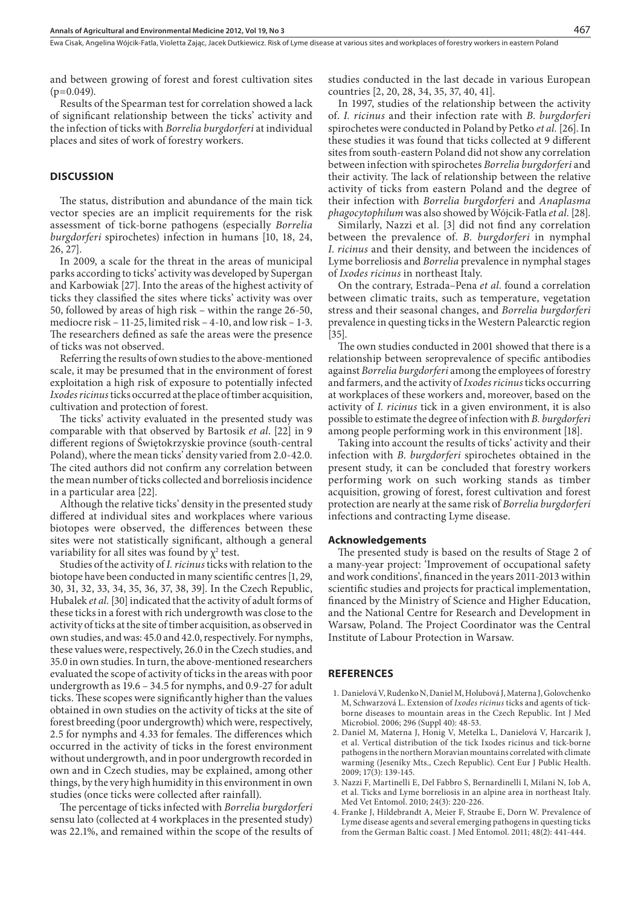and between growing of forest and forest cultivation sites (p=0.049).

Results of the Spearman test for correlation showed a lack of significant relationship between the ticks' activity and the infection of ticks with *Borrelia burgdorferi* at individual places and sites of work of forestry workers.

## DISCUSSION

The status, distribution and abundance of the main tick vector species are an implicit requirements for the risk assessment of tick-borne pathogens (especially *Borrelia burgdorferi* spirochetes) infection in humans [10, 18, 24, 26, 27].

In 2009, a scale for the threat in the areas of municipal parks according to ticks' activity was developed by Supergan and Karbowiak [27]. Into the areas of the highest activity of ticks they classified the sites where ticks' activity was over 50, followed by areas of high risk – within the range 26-50, mediocre risk – 11-25, limited risk – 4-10, and low risk – 1-3. The researchers defined as safe the areas were the presence of ticks was not observed.

Referring the results of own studies to the above-mentioned scale, it may be presumed that in the environment of forest exploitation a high risk of exposure to potentially infected *Ixodes ricinus* ticks occurred at the place of timber acquisition, cultivation and protection of forest.

The ticks' activity evaluated in the presented study was comparable with that observed by Bartosik *et al*. [22] in 9 different regions of Świętokrzyskie province (south-central Poland), where the mean ticks' density varied from 2.0-42.0. The cited authors did not confirm any correlation between the mean number of ticks collected and borreliosis incidence in a particular area [22].

Although the relative ticks' density in the presented study differed at individual sites and workplaces where various biotopes were observed, the differences between these sites were not statistically significant, although a general variability for all sites was found by $\chi^2$ test.

Studies of the activity of *I. ricinus* ticks with relation to the biotope have been conducted in many scientific centres [1, 29, 30, 31, 32, 33, 34, 35, 36, 37, 38, 39]. In the Czech Republic, Hubalek *et al.* [30] indicated that the activity of adult forms of these ticks in a forest with rich undergrowth was close to the activity of ticks at the site of timber acquisition, as observed in own studies, and was: 45.0 and 42.0, respectively. For nymphs, these values were, respectively, 26.0 in the Czech studies, and 35.0 in own studies. In turn, the above-mentioned researchers evaluated the scope of activity of ticks in the areas with poor undergrowth as 19.6 – 34.5 for nymphs, and 0.9-27 for adult ticks. These scopes were significantly higher than the values obtained in own studies on the activity of ticks at the site of forest breeding (poor undergrowth) which were, respectively, 2.5 for nymphs and 4.33 for females. The differences which occurred in the activity of ticks in the forest environment without undergrowth, and in poor undergrowth recorded in own and in Czech studies, may be explained, among other things, by the very high humidity in this environment in own studies (once ticks were collected after rainfall).

The percentage of ticks infected with *Borrelia burgdorferi* sensu lato (collected at 4 workplaces in the presented study) was 22.1%, and remained within the scope of the results of studies conducted in the last decade in various European countries [2, 20, 28, 34, 35, 37, 40, 41].

In 1997, studies of the relationship between the activity of. *I. ricinus* and their infection rate with *B. burgdorferi* spirochetes were conducted in Poland by Petko *et al.* [26]. In these studies it was found that ticks collected at 9 different sites from south-eastern Poland did not show any correlation between infection with spirochetes *Borrelia burgdorferi* and their activity. The lack of relationship between the relative activity of ticks from eastern Poland and the degree of their infection with *Borrelia burgdorferi* and *Anaplasma phagocytophilum* was also showed by Wójcik-Fatla *et al.* [28].

Similarly, Nazzi et al. [3] did not find any correlation between the prevalence of. *B. burgdorferi* in nymphal *I. ricinus* and their density, and between the incidences of Lyme borreliosis and *Borrelia* prevalence in nymphal stages of *Ixodes ricinus* in northeast Italy.

On the contrary, Estrada–Pena *et al.* found a correlation between climatic traits, such as temperature, vegetation stress and their seasonal changes, and *Borrelia burgdorferi* prevalence in questing ticks in the Western Palearctic region [35].

The own studies conducted in 2001 showed that there is a relationship between seroprevalence of specific antibodies against *Borrelia burgdorferi* among the employees of forestry and farmers, and the activity of *Ixodes ricinus* ticks occurring at workplaces of these workers and, moreover, based on the activity of *I. ricinus* tick in a given environment, it is also possible to estimate the degree of infection with *B. burgdorferi* among people performing work in this environment [18].

Taking into account the results of ticks' activity and their infection with *B. burgdorferi* spirochetes obtained in the present study, it can be concluded that forestry workers performing work on such working stands as timber acquisition, growing of forest, forest cultivation and forest protection are nearly at the same risk of *Borrelia burgdorferi* infections and contracting Lyme disease.

### Acknowledgements

The presented study is based on the results of Stage 2 of a many-year project: 'Improvement of occupational safety and work conditions', financed in the years 2011-2013 within scientific studies and projects for practical implementation, financed by the Ministry of Science and Higher Education, and the National Centre for Research and Development in Warsaw, Poland. The Project Coordinator was the Central Institute of Labour Protection in Warsaw.

## REFERENCES

1. Danielová V, Rudenko N, Daniel M, Holubová J, Materna J, Golovchenko M, Schwarzová L. Extension of *Ixodes ricinus* ticks and agents of tick-borne diseases to mountain areas in the Czech Republic. Int J Med Microbiol. 2006; 296 (Suppl 40): 48-53.
2. Daniel M, Materna J, Honig V, Metelka L, Danielová V, Harcarik J, et al. Vertical distribution of the tick Ixodes ricinus and tick-borne pathogens in the northern Moravian mountains correlated with climate warming (Jeseníky Mts., Czech Republic). Cent Eur J Public Health. 2009; 17(3): 139-145.
3. Nazzi F, Martinelli E, Del Fabbro S, Bernardinelli I, Milani N, Iob A, et al. Ticks and Lyme borreliosis in an alpine area in northeast Italy. Med Vet Entomol. 2010; 24(3): 220-226.
4. Franke J, Hildebrandt A, Meier F, Straube E, Dorn W. Prevalence of Lyme disease agents and several emerging pathogens in questing ticks from the German Baltic coast. J Med Entomol. 2011; 48(2): 441-444.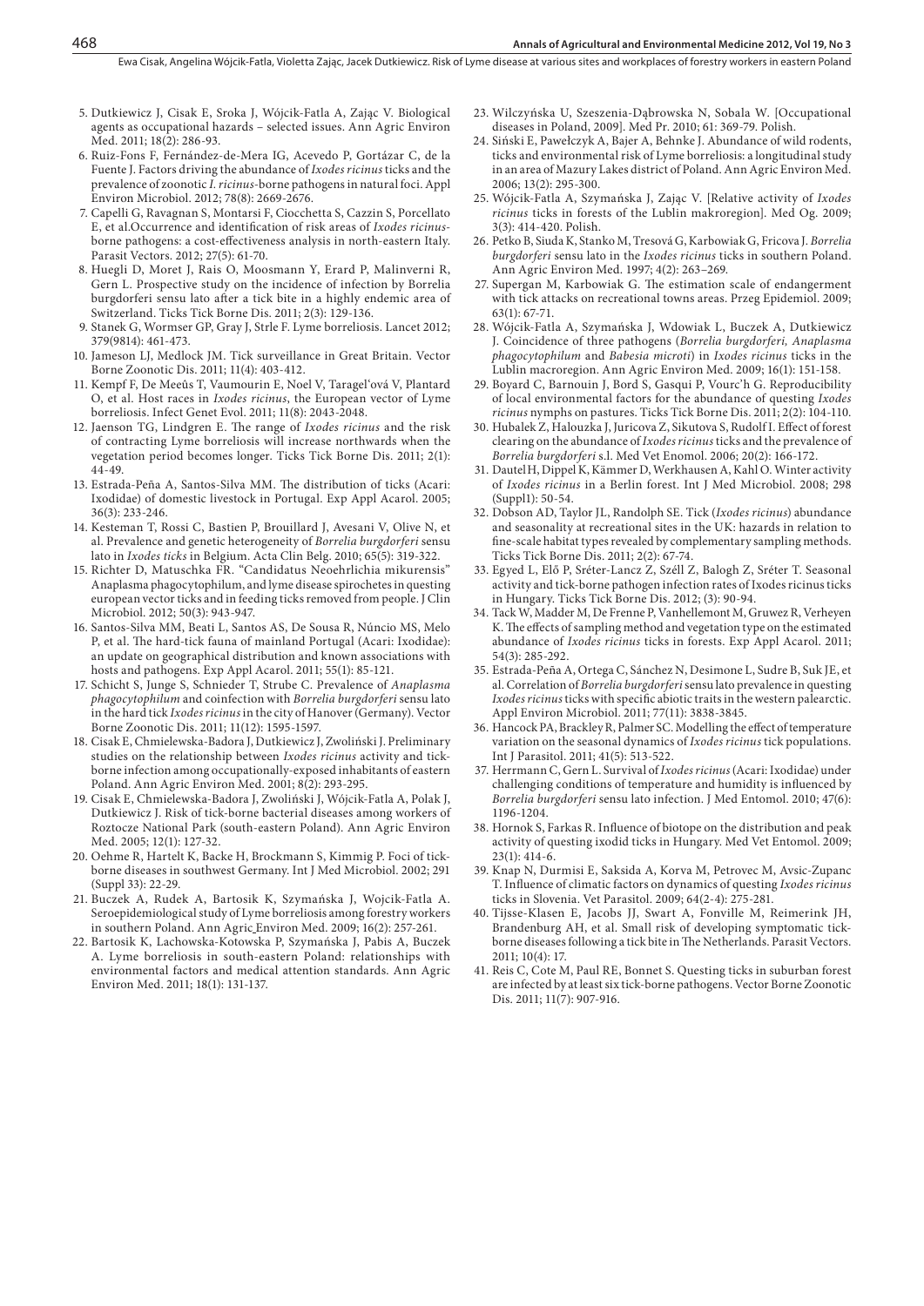5. Dutkiewicz J, Cisak E, Sroka J, Wójcik-Fatla A, Zając V. Biological agents as occupational hazards – selected issues. Ann Agric Environ Med. 2011; 18(2): 286-93.
6. Ruiz-Fons F, Fernández-de-Mera IG, Acevedo P, Gortázar C, de la Fuente J. Factors driving the abundance of *Ixodes ricinus* ticks and the prevalence of zoonotic *I. ricinus*-borne pathogens in natural foci. Appl Environ Microbiol. 2012; 78(8): 2669-2676.
7. Capelli G, Ravagnan S, Montarsi F, Ciocchetta S, Cazzin S, Porcellato E, et al.Occurrence and identification of risk areas of *Ixodes ricinus*-borne pathogens: a cost-effectiveness analysis in north-eastern Italy. Parasit Vectors. 2012; 27(5): 61-70.
8. Huegli D, Moret J, Rais O, Moosmann Y, Erard P, Malinverni R, Gern L. Prospective study on the incidence of infection by Borrelia burgdorferi sensu lato after a tick bite in a highly endemic area of Switzerland. Ticks Tick Borne Dis. 2011; 2(3): 129-136.
9. Stanek G, Wormser GP, Gray J, Strle F. Lyme borreliosis. Lancet 2012; 379(9814): 461-473.
10. Jameson LJ, Medlock JM. Tick surveillance in Great Britain. Vector Borne Zoonotic Dis. 2011; 11(4): 403-412.
11. Kempf F, De Meeûs T, Vaumourin E, Noel V, Taragel'ová V, Plantard O, et al. Host races in *Ixodes ricinus*, the European vector of Lyme borreliosis. Infect Genet Evol. 2011; 11(8): 2043-2048.
12. Jaenson TG, Lindgren E. The range of *Ixodes ricinus* and the risk of contracting Lyme borreliosis will increase northwards when the vegetation period becomes longer. Ticks Tick Borne Dis. 2011; 2(1): 44-49.
13. Estrada-Peña A, Santos-Silva MM. The distribution of ticks (Acari: Ixodidae) of domestic livestock in Portugal. Exp Appl Acarol. 2005; 36(3): 233-246.
14. Kesteman T, Rossi C, Bastien P, Brouillard J, Avesani V, Olive N, et al. Prevalence and genetic heterogeneity of *Borrelia burgdorferi* sensu lato in *Ixodes ticks* in Belgium. Acta Clin Belg. 2010; 65(5): 319-322.
15. Richter D, Matuschka FR. "Candidatus Neoehrlichia mikurensis" Anaplasma phagocytophilum, and lyme disease spirochetes in questing european vector ticks and in feeding ticks removed from people. J Clin Microbiol. 2012; 50(3): 943-947.
16. Santos-Silva MM, Beati L, Santos AS, De Sousa R, Núncio MS, Melo P, et al. The hard-tick fauna of mainland Portugal (Acari: Ixodidae): an update on geographical distribution and known associations with hosts and pathogens. Exp Appl Acarol. 2011; 55(1): 85-121.
17. Schicht S, Junge S, Schnieder T, Strube C. Prevalence of *Anaplasma phagocytophilum* and coinfection with *Borrelia burgdorferi* sensu lato in the hard tick *Ixodes ricinus* in the city of Hanover (Germany). Vector Borne Zoonotic Dis. 2011; 11(12): 1595-1597.
18. Cisak E, Chmielewska-Badora J, Dutkiewicz J, Zwoliński J. Preliminary studies on the relationship between *Ixodes ricinus* activity and tick-borne infection among occupationally-exposed inhabitants of eastern Poland. Ann Agric Environ Med. 2001; 8(2): 293-295.
19. Cisak E, Chmielewska-Badora J, Zwoliński J, Wójcik-Fatla A, Polak J, Dutkiewicz J. Risk of tick-borne bacterial diseases among workers of Roztocze National Park (south-eastern Poland). Ann Agric Environ Med. 2005; 12(1): 127-32.
20. Oehme R, Hartelt K, Backe H, Brockmann S, Kimmig P. Foci of tick-borne diseases in southwest Germany. Int J Med Microbiol. 2002; 291 (Suppl 33): 22-29.
21. Buczek A, Rudek A, Bartosik K, Szymańska J, Wojcik-Fatla A. Seroepidemiological study of Lyme borreliosis among forestry workers in southern Poland. Ann Agric Environ Med. 2009; 16(2): 257-261.
22. Bartosik K, Lachowska-Kotowska P, Szymańska J, Pabis A, Buczek A. Lyme borreliosis in south-eastern Poland: relationships with environmental factors and medical attention standards. Ann Agric Environ Med. 2011; 18(1): 131-137.
23. Wilczyńska U, Szeszenia-Dąbrowska N, Sobala W. [Occupational diseases in Poland, 2009]. Med Pr. 2010; 61: 369-79. Polish.
24. Siński E, Pawełczyk A, Bajer A, Behnke J. Abundance of wild rodents, ticks and environmental risk of Lyme borreliosis: a longitudinal study in an area of Mazury Lakes district of Poland. Ann Agric Environ Med. 2006; 13(2): 295-300.
25. Wójcik-Fatla A, Szymańska J, Zając V. [Relative activity of *Ixodes ricinus* ticks in forests of the Lublin makroregion]. Med Og. 2009; 3(3): 414-420. Polish.
26. Petko B, Siuda K, Stanko M, Tresová G, Karbowiak G, Fricova J. *Borrelia burgdorferi* sensu lato in the *Ixodes ricinus* ticks in southern Poland. Ann Agric Environ Med. 1997; 4(2): 263–269.
27. Supergan M, Karbowiak G. The estimation scale of endangerment with tick attacks on recreational towns areas. Przeg Epidemiol. 2009; 63(1): 67-71.
28. Wójcik-Fatla A, Szymańska J, Wdowiak L, Buczek A, Dutkiewicz J. Coincidence of three pathogens (*Borrelia burgdorferi, Anaplasma phagocytophilum* and *Babesia microti*) in *Ixodes ricinus* ticks in the Lublin macroregion. Ann Agric Environ Med. 2009; 16(1): 151-158.
29. Boyard C, Barnouin J, Bord S, Gasqui P, Vourc'h G. Reproducibility of local environmental factors for the abundance of questing *Ixodes ricinus* nymphs on pastures. Ticks Tick Borne Dis. 2011; 2(2): 104-110.
30. Hubalek Z, Halouzka J, Juricova Z, Sikutova S, Rudolf I. Effect of forest clearing on the abundance of *Ixodes ricinus* ticks and the prevalence of *Borrelia burgdorferi* s.l. Med Vet Enomol. 2006; 20(2): 166-172.
31. Dautel H, Dippel K, Kämmer D, Werkhausen A, Kahl O. Winter activity of *Ixodes ricinus* in a Berlin forest. Int J Med Microbiol. 2008; 298 (Suppl1): 50-54.
32. Dobson AD, Taylor JL, Randolph SE. Tick (*Ixodes ricinus*) abundance and seasonality at recreational sites in the UK: hazards in relation to fine-scale habitat types revealed by complementary sampling methods. Ticks Tick Borne Dis. 2011; 2(2): 67-74.
33. Egyed L, Elő P, Sréter-Lancz Z, Széll Z, Balogh Z, Sréter T. Seasonal activity and tick-borne pathogen infection rates of Ixodes ricinus ticks in Hungary. Ticks Tick Borne Dis. 2012; (3): 90-94.
34. Tack W, Madder M, De Frenne P, Vanhellemont M, Gruwez R, Verheyen K. The effects of sampling method and vegetation type on the estimated abundance of *Ixodes ricinus* ticks in forests. Exp Appl Acarol. 2011; 54(3): 285-292.
35. Estrada-Peña A, Ortega C, Sánchez N, Desimone L, Sudre B, Suk JE, et al. Correlation of *Borrelia burgdorferi* sensu lato prevalence in questing *Ixodes ricinus* ticks with specific abiotic traits in the western palearctic. Appl Environ Microbiol. 2011; 77(11): 3838-3845.
36. Hancock PA, Brackley R, Palmer SC. Modelling the effect of temperature variation on the seasonal dynamics of *Ixodes ricinus* tick populations. Int J Parasitol. 2011; 41(5): 513-522.
37. Herrmann C, Gern L. Survival of *Ixodes ricinus* (Acari: Ixodidae) under challenging conditions of temperature and humidity is influenced by *Borrelia burgdorferi* sensu lato infection. J Med Entomol. 2010; 47(6): 1196-1204.
38. Hornok S, Farkas R. Influence of biotope on the distribution and peak activity of questing ixodid ticks in Hungary. Med Vet Entomol. 2009; 23(1): 414-6.
39. Knap N, Durmisi E, Saksida A, Korva M, Petrovec M, Avsic-Zupanc T. Influence of climatic factors on dynamics of questing *Ixodes ricinus* ticks in Slovenia. Vet Parasitol. 2009; 64(2-4): 275-281.
40. Tijsse-Klasen E, Jacobs JJ, Swart A, Fonville M, Reimerink JH, Brandenburg AH, et al. Small risk of developing symptomatic tick-borne diseases following a tick bite in The Netherlands. Parasit Vectors. 2011; 10(4): 17.
41. Reis C, Cote M, Paul RE, Bonnet S. Questing ticks in suburban forest are infected by at least six tick-borne pathogens. Vector Borne Zoonotic Dis. 2011; 11(7): 907-916.